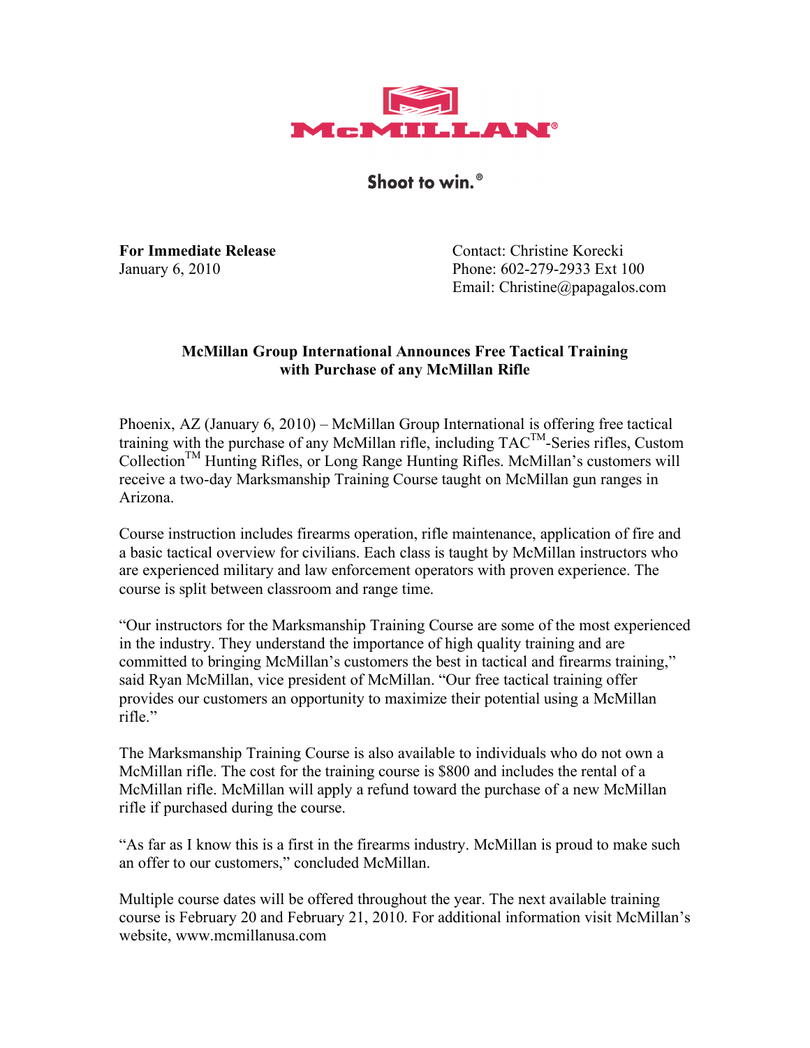McMILLAN®

Shoot to win.®

**For Immediate Release**
January 6, 2010

Contact: Christine Korecki
Phone: 602-279-2933 Ext 100
Email: Christine@papagalos.com

**McMillan Group International Announces Free Tactical Training with Purchase of any McMillan Rifle**

Phoenix, AZ (January 6, 2010) – McMillan Group International is offering free tactical training with the purchase of any McMillan rifle, including TAC™-Series rifles, Custom Collection™ Hunting Rifles, or Long Range Hunting Rifles. McMillan's customers will receive a two-day Marksmanship Training Course taught on McMillan gun ranges in Arizona.

Course instruction includes firearms operation, rifle maintenance, application of fire and a basic tactical overview for civilians. Each class is taught by McMillan instructors who are experienced military and law enforcement operators with proven experience. The course is split between classroom and range time.

"Our instructors for the Marksmanship Training Course are some of the most experienced in the industry. They understand the importance of high quality training and are committed to bringing McMillan's customers the best in tactical and firearms training," said Ryan McMillan, vice president of McMillan. "Our free tactical training offer provides our customers an opportunity to maximize their potential using a McMillan rifle."

The Marksmanship Training Course is also available to individuals who do not own a McMillan rifle. The cost for the training course is $800 and includes the rental of a McMillan rifle. McMillan will apply a refund toward the purchase of a new McMillan rifle if purchased during the course.

"As far as I know this is a first in the firearms industry. McMillan is proud to make such an offer to our customers," concluded McMillan.

Multiple course dates will be offered throughout the year. The next available training course is February 20 and February 21, 2010. For additional information visit McMillan's website, www.mcmillanusa.com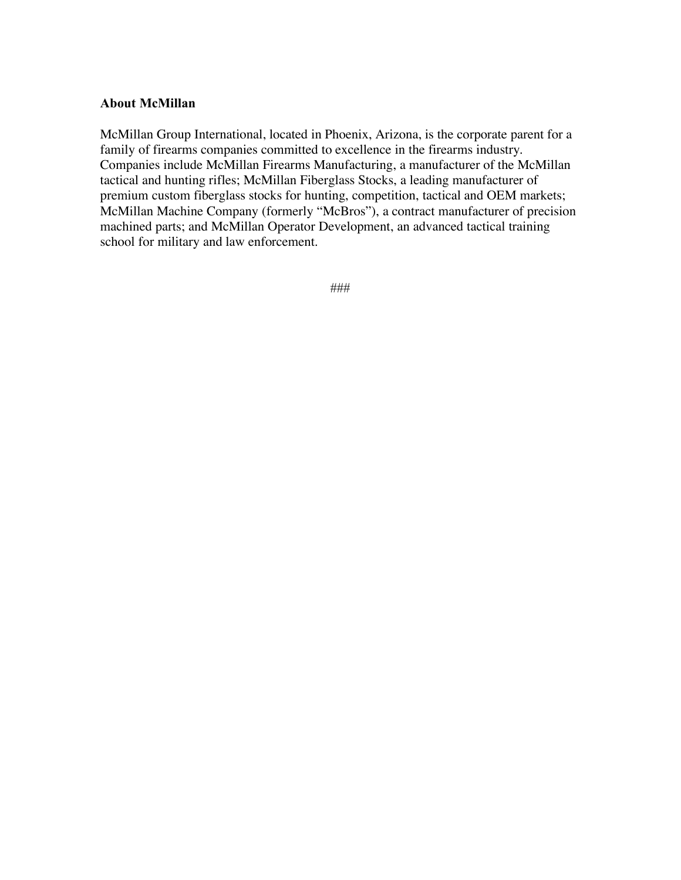**About McMillan**

McMillan Group International, located in Phoenix, Arizona, is the corporate parent for a family of firearms companies committed to excellence in the firearms industry. Companies include McMillan Firearms Manufacturing, a manufacturer of the McMillan tactical and hunting rifles; McMillan Fiberglass Stocks, a leading manufacturer of premium custom fiberglass stocks for hunting, competition, tactical and OEM markets; McMillan Machine Company (formerly "McBros"), a contract manufacturer of precision machined parts; and McMillan Operator Development, an advanced tactical training school for military and law enforcement.

###